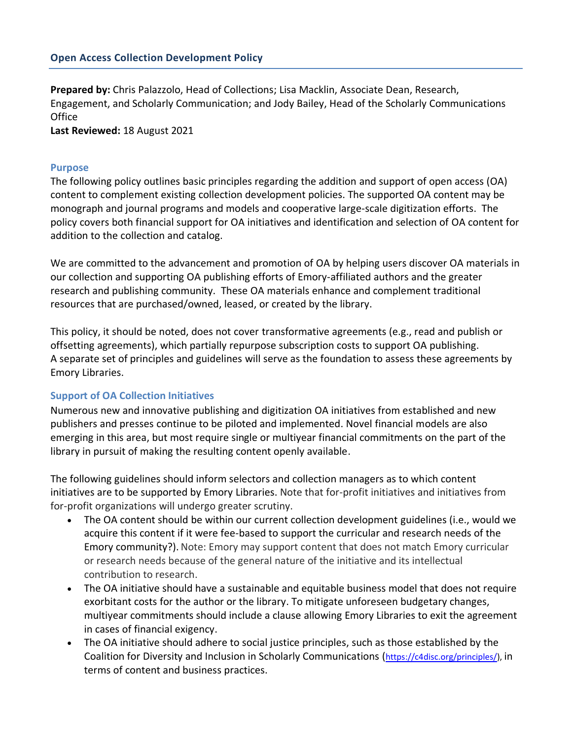## Open Access Collection Development Policy

**Prepared by:** Chris Palazzolo, Head of Collections; Lisa Macklin, Associate Dean, Research, Engagement, and Scholarly Communication; and Jody Bailey, Head of the Scholarly Communications Office
**Last Reviewed:** 18 August 2021

### Purpose

The following policy outlines basic principles regarding the addition and support of open access (OA) content to complement existing collection development policies. The supported OA content may be monograph and journal programs and models and cooperative large-scale digitization efforts. The policy covers both financial support for OA initiatives and identification and selection of OA content for addition to the collection and catalog.

We are committed to the advancement and promotion of OA by helping users discover OA materials in our collection and supporting OA publishing efforts of Emory-affiliated authors and the greater research and publishing community. These OA materials enhance and complement traditional resources that are purchased/owned, leased, or created by the library.

This policy, it should be noted, does not cover transformative agreements (e.g., read and publish or offsetting agreements), which partially repurpose subscription costs to support OA publishing. A separate set of principles and guidelines will serve as the foundation to assess these agreements by Emory Libraries.

### Support of OA Collection Initiatives

Numerous new and innovative publishing and digitization OA initiatives from established and new publishers and presses continue to be piloted and implemented. Novel financial models are also emerging in this area, but most require single or multiyear financial commitments on the part of the library in pursuit of making the resulting content openly available.

The following guidelines should inform selectors and collection managers as to which content initiatives are to be supported by Emory Libraries. Note that for-profit initiatives and initiatives from for-profit organizations will undergo greater scrutiny.

- The OA content should be within our current collection development guidelines (i.e., would we acquire this content if it were fee-based to support the curricular and research needs of the Emory community?). Note: Emory may support content that does not match Emory curricular or research needs because of the general nature of the initiative and its intellectual contribution to research.
- The OA initiative should have a sustainable and equitable business model that does not require exorbitant costs for the author or the library. To mitigate unforeseen budgetary changes, multiyear commitments should include a clause allowing Emory Libraries to exit the agreement in cases of financial exigency.
- The OA initiative should adhere to social justice principles, such as those established by the Coalition for Diversity and Inclusion in Scholarly Communications (https://c4disc.org/principles/), in terms of content and business practices.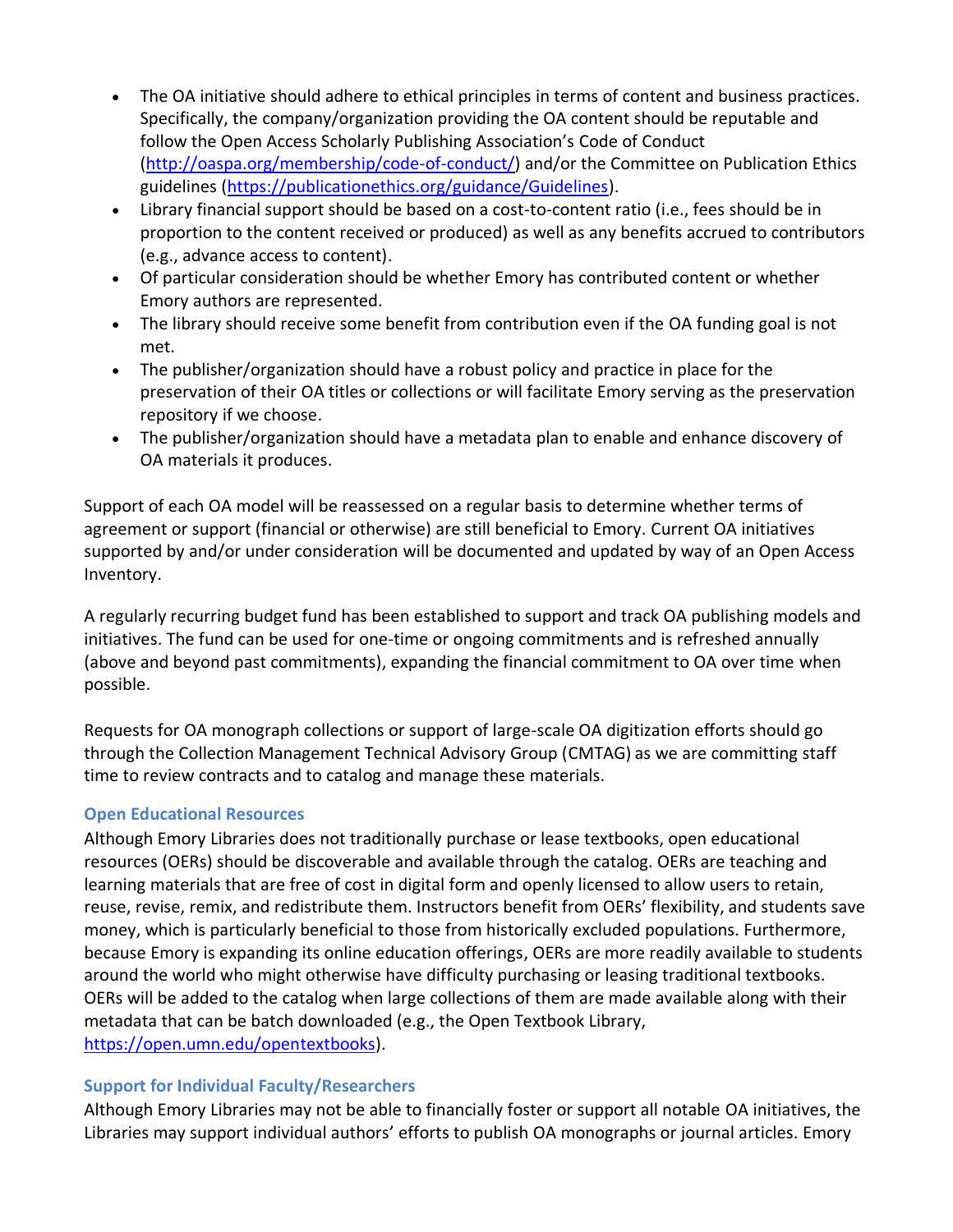- The OA initiative should adhere to ethical principles in terms of content and business practices. Specifically, the company/organization providing the OA content should be reputable and follow the Open Access Scholarly Publishing Association's Code of Conduct (http://oaspa.org/membership/code-of-conduct/) and/or the Committee on Publication Ethics guidelines (https://publicationethics.org/guidance/Guidelines).
- Library financial support should be based on a cost-to-content ratio (i.e., fees should be in proportion to the content received or produced) as well as any benefits accrued to contributors (e.g., advance access to content).
- Of particular consideration should be whether Emory has contributed content or whether Emory authors are represented.
- The library should receive some benefit from contribution even if the OA funding goal is not met.
- The publisher/organization should have a robust policy and practice in place for the preservation of their OA titles or collections or will facilitate Emory serving as the preservation repository if we choose.
- The publisher/organization should have a metadata plan to enable and enhance discovery of OA materials it produces.

Support of each OA model will be reassessed on a regular basis to determine whether terms of agreement or support (financial or otherwise) are still beneficial to Emory. Current OA initiatives supported by and/or under consideration will be documented and updated by way of an Open Access Inventory.

A regularly recurring budget fund has been established to support and track OA publishing models and initiatives. The fund can be used for one-time or ongoing commitments and is refreshed annually (above and beyond past commitments), expanding the financial commitment to OA over time when possible.

Requests for OA monograph collections or support of large-scale OA digitization efforts should go through the Collection Management Technical Advisory Group (CMTAG) as we are committing staff time to review contracts and to catalog and manage these materials.

### Open Educational Resources

Although Emory Libraries does not traditionally purchase or lease textbooks, open educational resources (OERs) should be discoverable and available through the catalog. OERs are teaching and learning materials that are free of cost in digital form and openly licensed to allow users to retain, reuse, revise, remix, and redistribute them. Instructors benefit from OERs' flexibility, and students save money, which is particularly beneficial to those from historically excluded populations. Furthermore, because Emory is expanding its online education offerings, OERs are more readily available to students around the world who might otherwise have difficulty purchasing or leasing traditional textbooks. OERs will be added to the catalog when large collections of them are made available along with their metadata that can be batch downloaded (e.g., the Open Textbook Library, https://open.umn.edu/opentextbooks).

### Support for Individual Faculty/Researchers

Although Emory Libraries may not be able to financially foster or support all notable OA initiatives, the Libraries may support individual authors' efforts to publish OA monographs or journal articles. Emory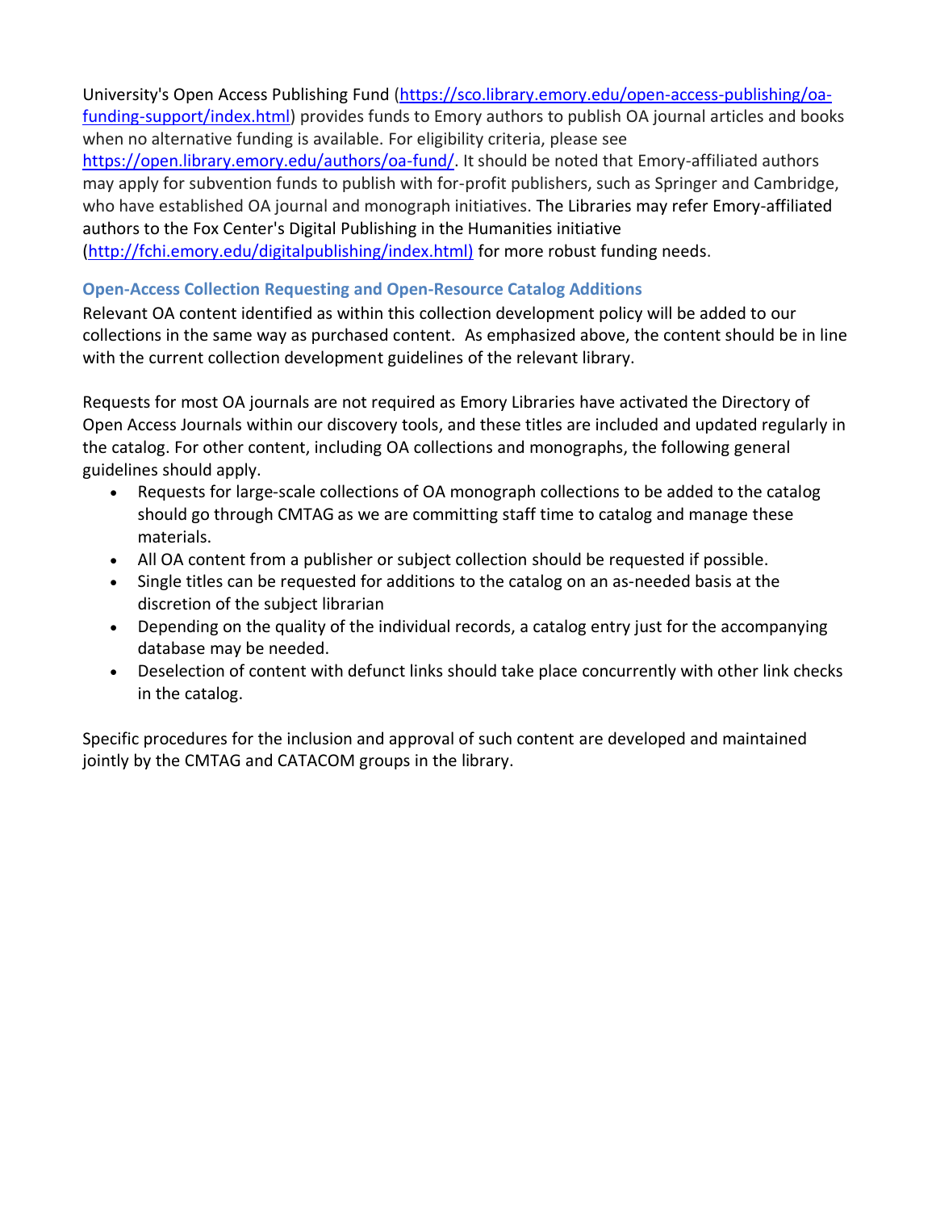University's Open Access Publishing Fund (https://sco.library.emory.edu/open-access-publishing/oa-funding-support/index.html) provides funds to Emory authors to publish OA journal articles and books when no alternative funding is available. For eligibility criteria, please see https://open.library.emory.edu/authors/oa-fund/. It should be noted that Emory-affiliated authors may apply for subvention funds to publish with for-profit publishers, such as Springer and Cambridge, who have established OA journal and monograph initiatives. The Libraries may refer Emory-affiliated authors to the Fox Center's Digital Publishing in the Humanities initiative (http://fchi.emory.edu/digitalpublishing/index.html) for more robust funding needs.

### Open-Access Collection Requesting and Open-Resource Catalog Additions

Relevant OA content identified as within this collection development policy will be added to our collections in the same way as purchased content. As emphasized above, the content should be in line with the current collection development guidelines of the relevant library.

Requests for most OA journals are not required as Emory Libraries have activated the Directory of Open Access Journals within our discovery tools, and these titles are included and updated regularly in the catalog. For other content, including OA collections and monographs, the following general guidelines should apply.

- Requests for large-scale collections of OA monograph collections to be added to the catalog should go through CMTAG as we are committing staff time to catalog and manage these materials.
- All OA content from a publisher or subject collection should be requested if possible.
- Single titles can be requested for additions to the catalog on an as-needed basis at the discretion of the subject librarian
- Depending on the quality of the individual records, a catalog entry just for the accompanying database may be needed.
- Deselection of content with defunct links should take place concurrently with other link checks in the catalog.

Specific procedures for the inclusion and approval of such content are developed and maintained jointly by the CMTAG and CATACOM groups in the library.